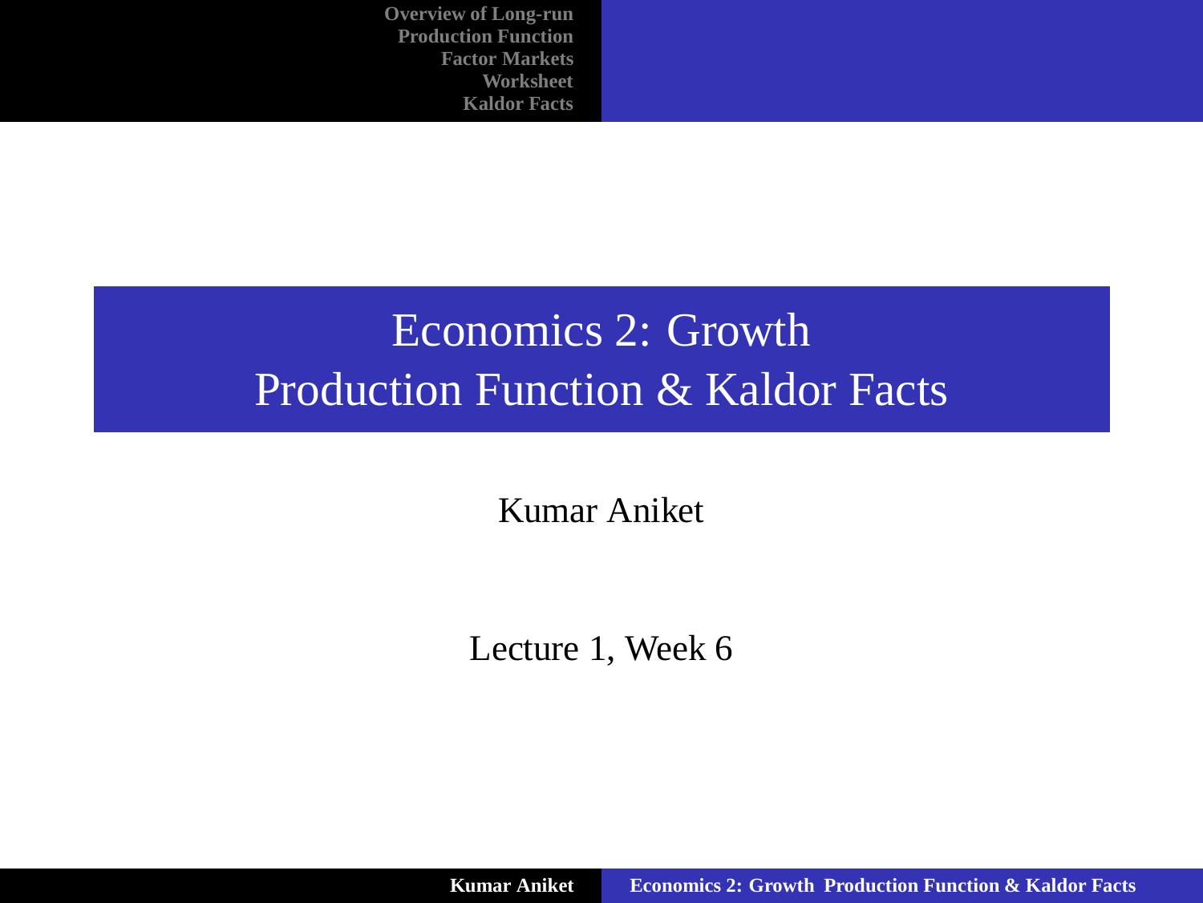# Economics 2: Growth
# Production Function & Kaldor Facts

Kumar Aniket

Lecture 1, Week 6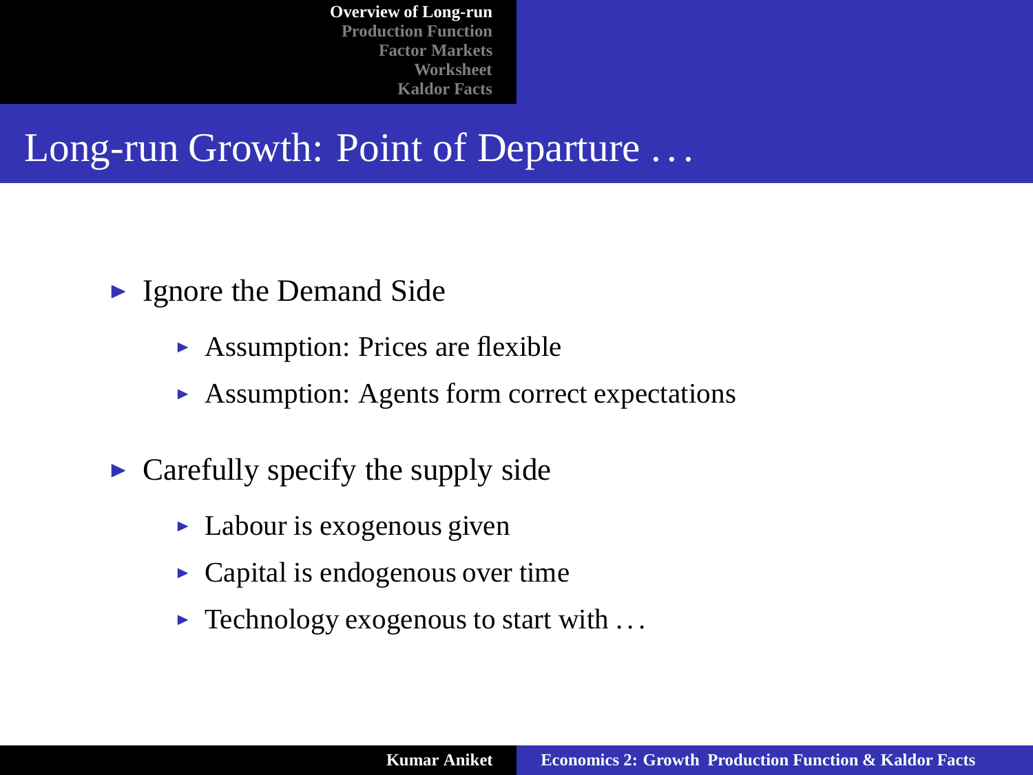# Long-run Growth: Point of Departure . . .

- Ignore the Demand Side
  - Assumption: Prices are flexible
  - Assumption: Agents form correct expectations
- Carefully specify the supply side
  - Labour is exogenous given
  - Capital is endogenous over time
  - Technology exogenous to start with . . .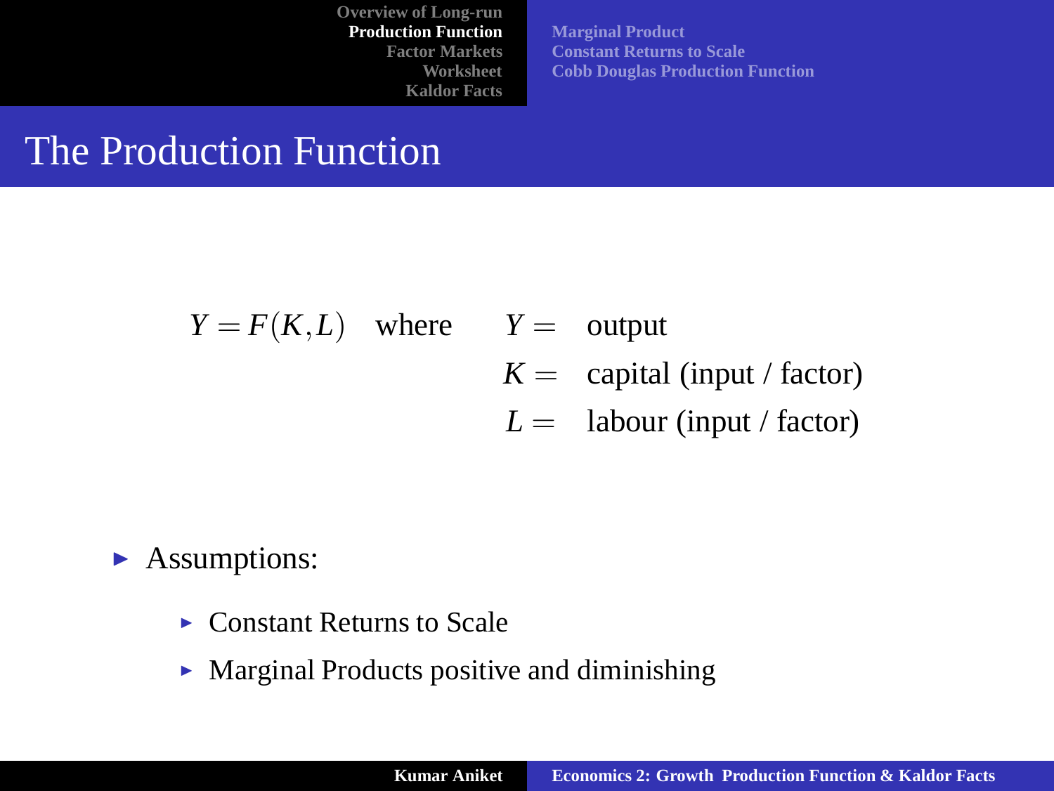# The Production Function

$$Y = F(K, L) \quad \text{where} \quad \begin{aligned} Y &= \text{output} \\ K &= \text{capital (input / factor)} \\ L &= \text{labour (input / factor)} \end{aligned}$$

- Assumptions:
  - Constant Returns to Scale
  - Marginal Products positive and diminishing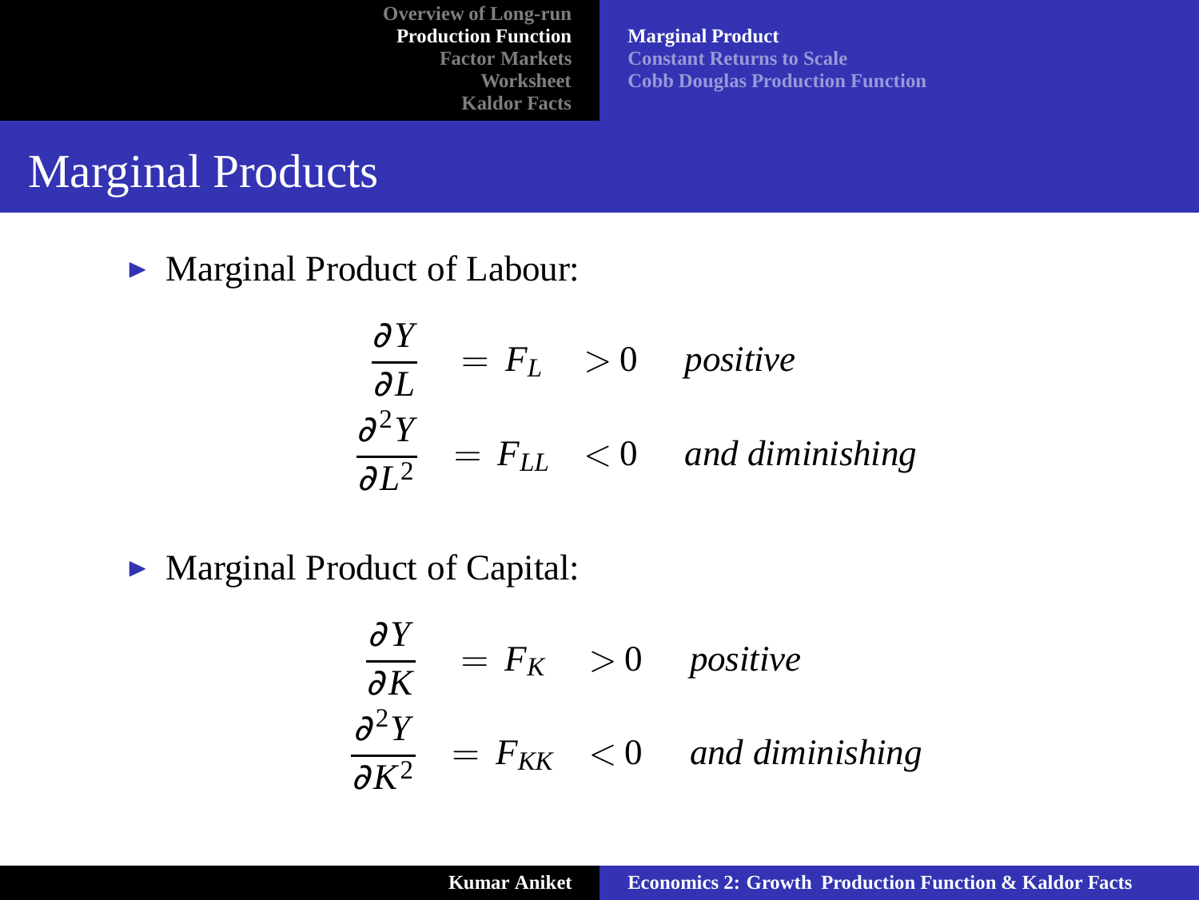# Marginal Products

- Marginal Product of Labour:

$$
\begin{aligned}
\frac{\partial Y}{\partial L} &= F_L &> 0 \quad &\textit{positive} \\
\frac{\partial^2 Y}{\partial L^2} &= F_{LL} &< 0 \quad &\textit{and diminishing}
\end{aligned}
$$

- Marginal Product of Capital:

$$
\begin{aligned}
\frac{\partial Y}{\partial K} &= F_K &> 0 \quad &\textit{positive} \\
\frac{\partial^2 Y}{\partial K^2} &= F_{KK} &< 0 \quad &\textit{and diminishing}
\end{aligned}
$$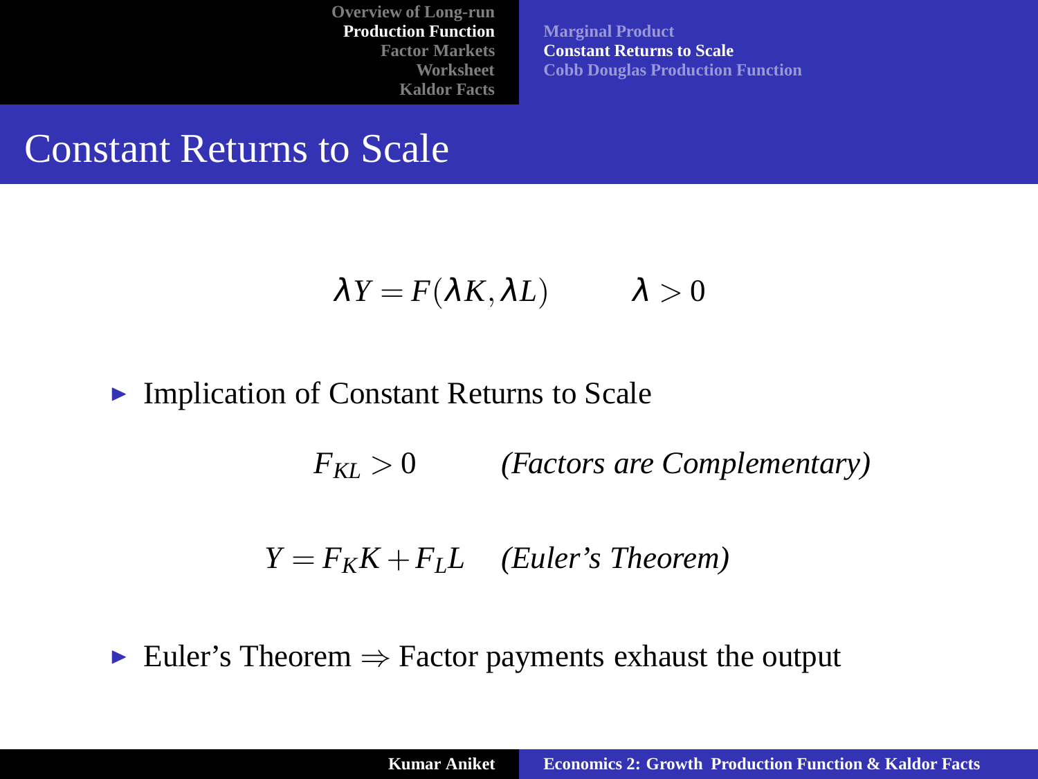# Constant Returns to Scale

$$\lambda Y = F(\lambda K, \lambda L) \qquad \lambda > 0$$

- Implication of Constant Returns to Scale

$$F_{KL} > 0 \qquad \textit{(Factors are Complementary)}$$

$$Y = F_K K + F_L L \quad \textit{(Euler's Theorem)}$$

- Euler's Theorem $\Rightarrow$ Factor payments exhaust the output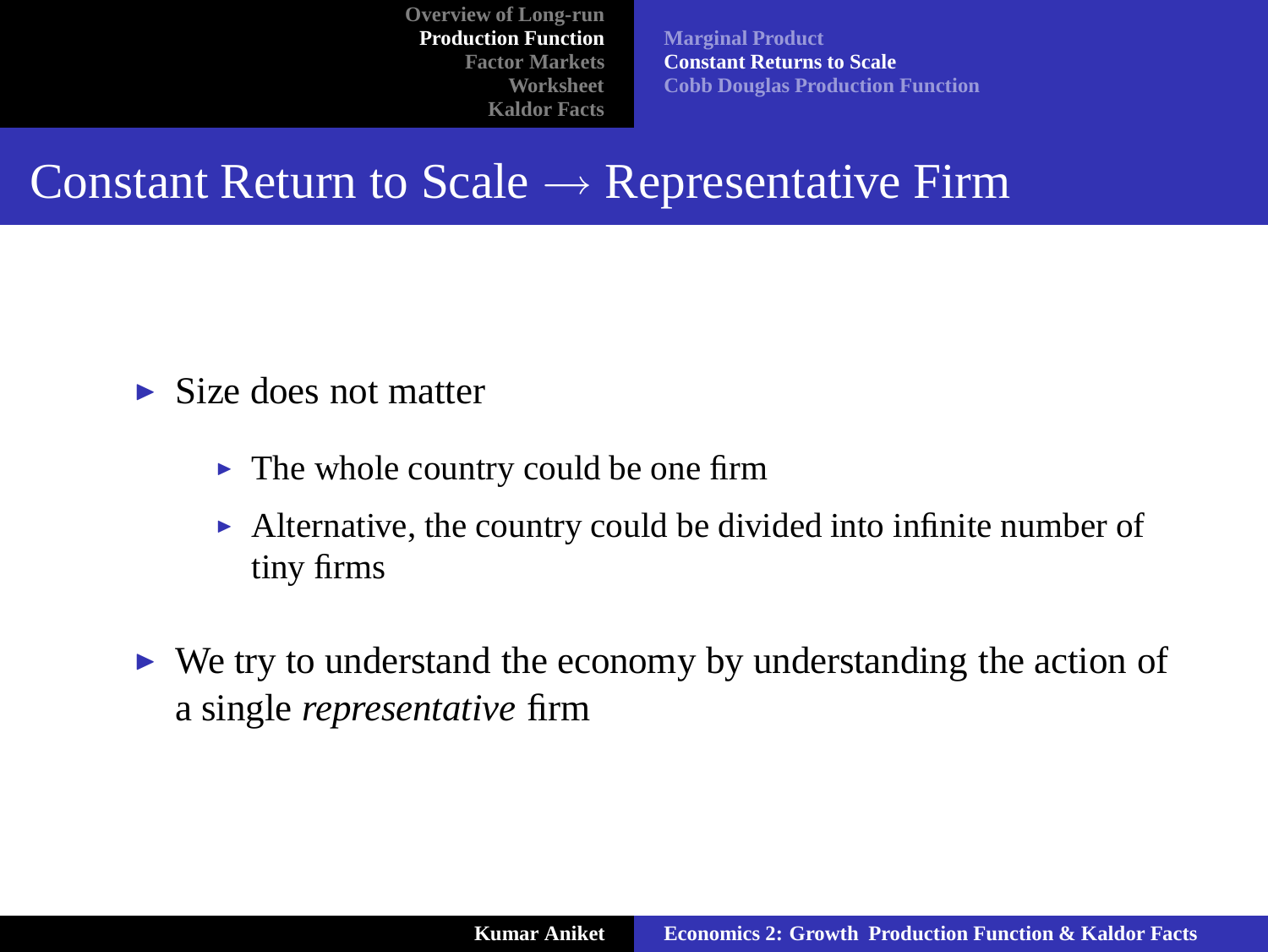# Constant Return to Scale $\rightarrow$ Representative Firm

- Size does not matter
  - The whole country could be one firm
  - Alternative, the country could be divided into infinite number of tiny firms
- We try to understand the economy by understanding the action of a single *representative* firm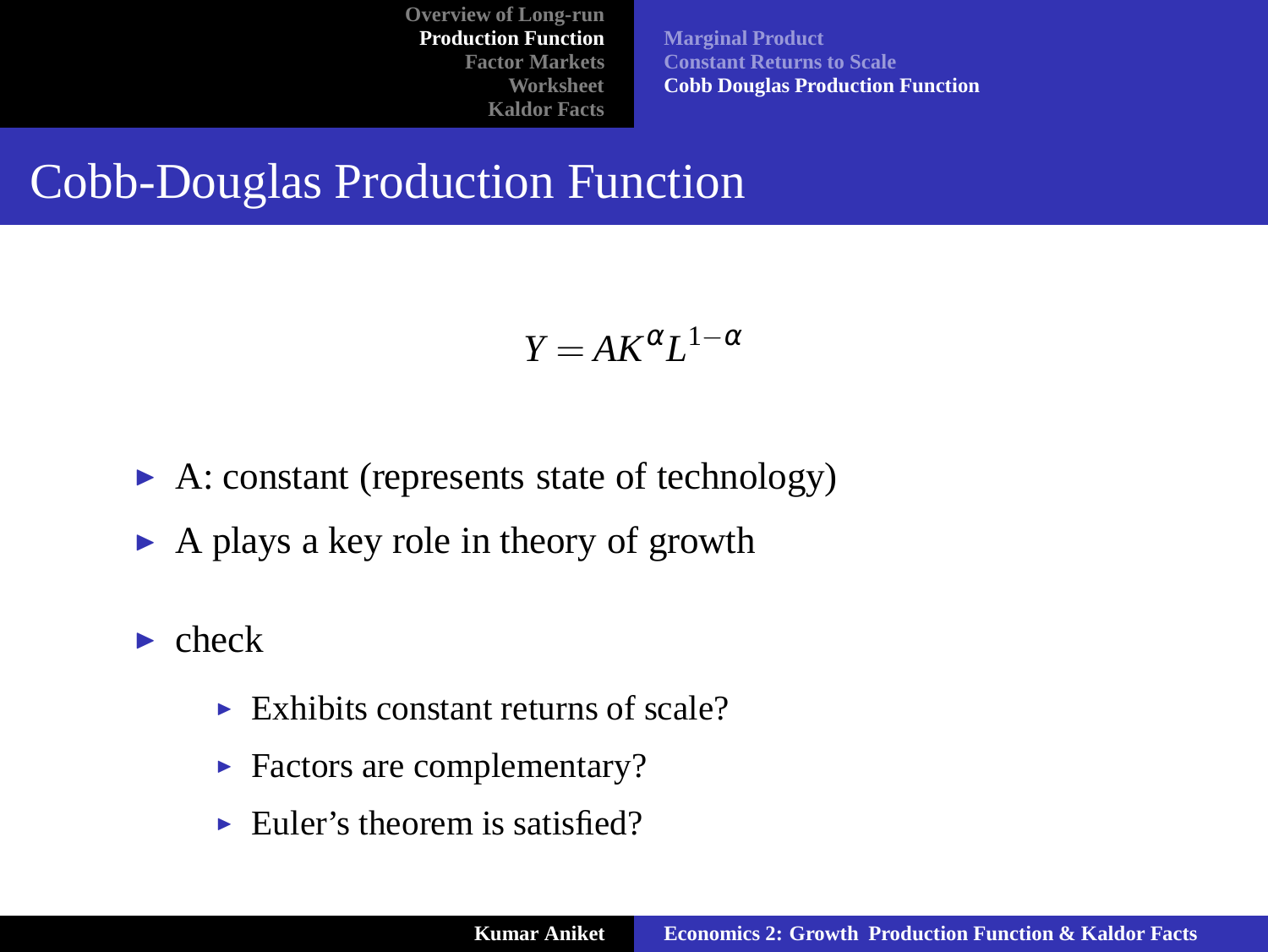# Cobb-Douglas Production Function

$$Y = AK^{\alpha}L^{1-\alpha}$$

- A: constant (represents state of technology)
- A plays a key role in theory of growth
- check
  - Exhibits constant returns of scale?
  - Factors are complementary?
  - Euler's theorem is satisfied?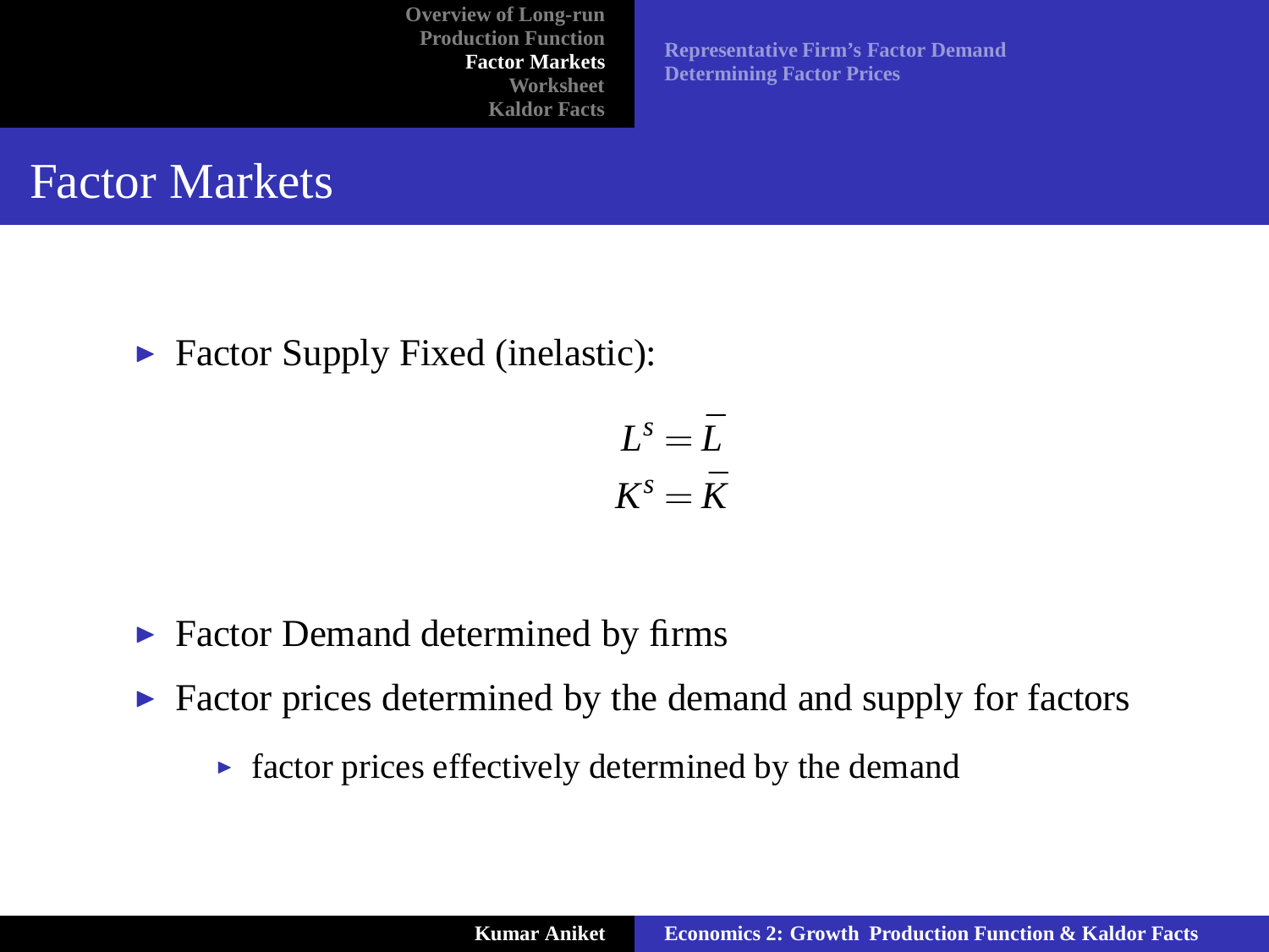# Factor Markets

- Factor Supply Fixed (inelastic):

$$L^s = \bar{L}$$
$$K^s = \bar{K}$$

- Factor Demand determined by firms
- Factor prices determined by the demand and supply for factors
  - factor prices effectively determined by the demand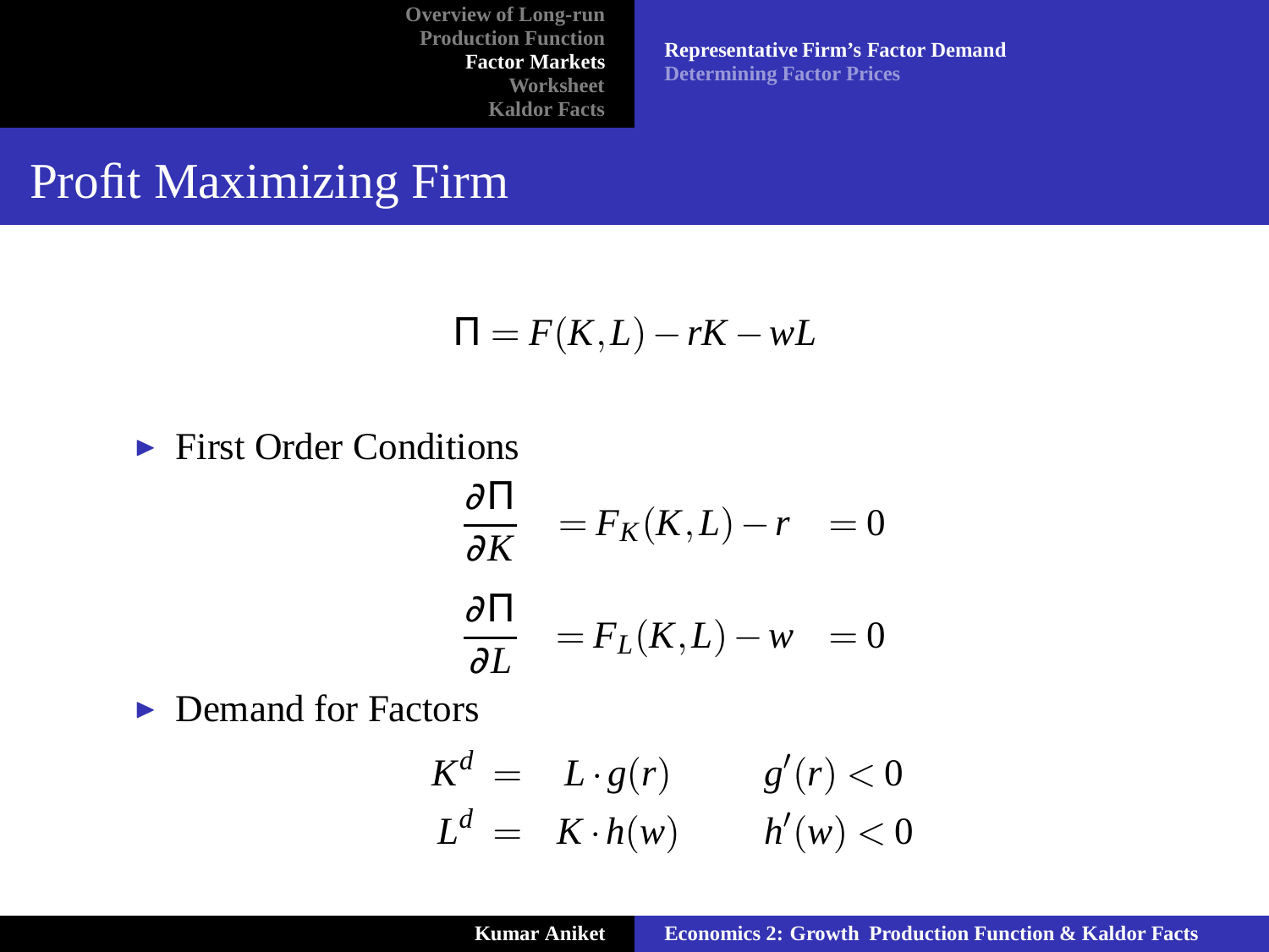# Profit Maximizing Firm

$$\Pi = F(K,L) - rK - wL$$

- First Order Conditions

$$\frac{\partial \Pi}{\partial K} = F_K(K,L) - r = 0$$

$$\frac{\partial \Pi}{\partial L} = F_L(K,L) - w = 0$$

- Demand for Factors

$$K^d = L \cdot g(r) \qquad g'(r) < 0$$

$$L^d = K \cdot h(w) \qquad h'(w) < 0$$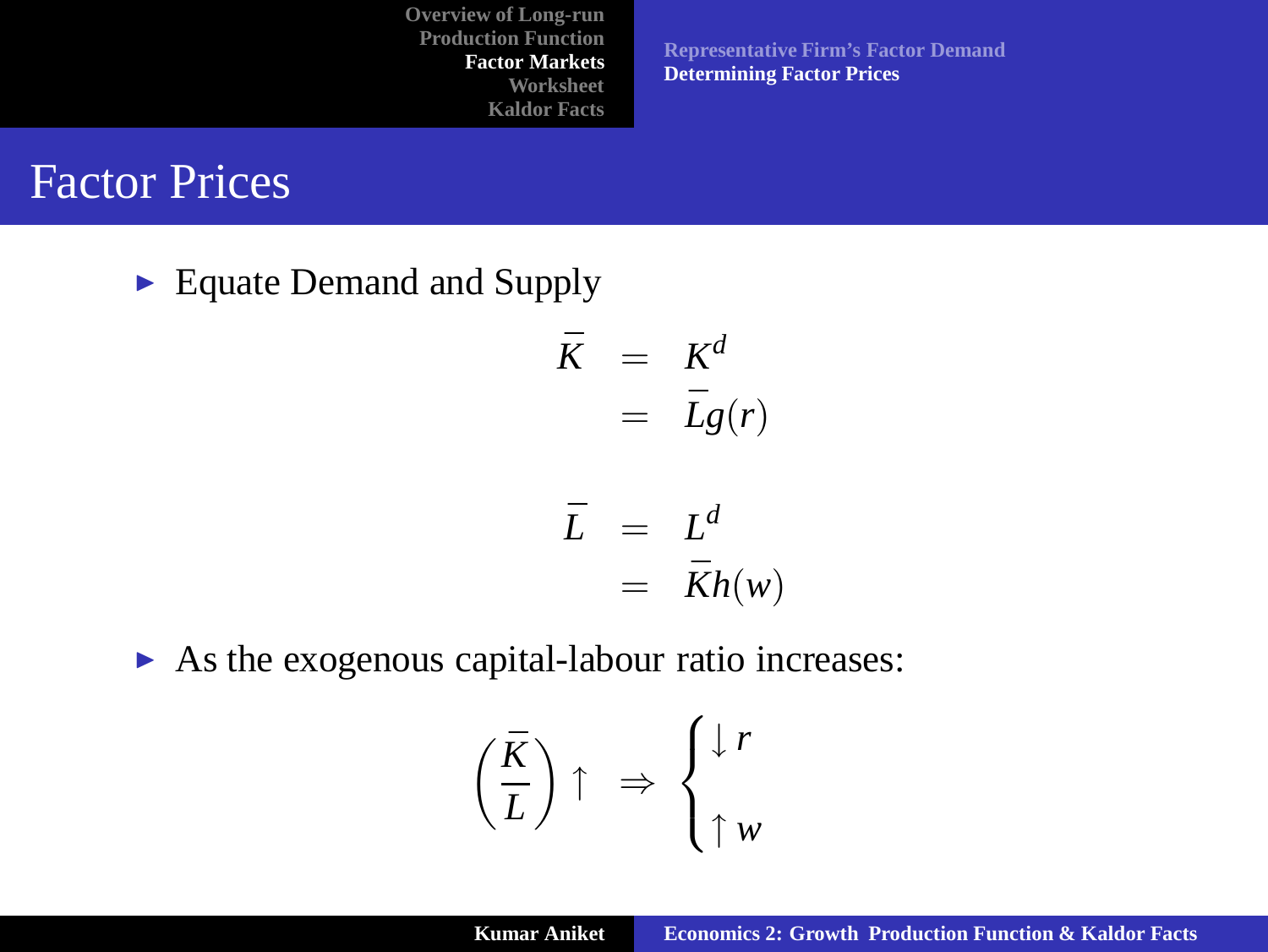# Factor Prices

- Equate Demand and Supply

$$
\begin{aligned}
\bar{K} &= K^d \\
&= \bar{L}g(r)
\end{aligned}
$$

$$
\begin{aligned}
\bar{L} &= L^d \\
&= \bar{K}h(w)
\end{aligned}
$$

- As the exogenous capital-labour ratio increases:

$$
\left(\frac{\bar{K}}{\bar{L}}\right) \uparrow \;\Rightarrow \begin{cases} \downarrow r \\ \uparrow w \end{cases}
$$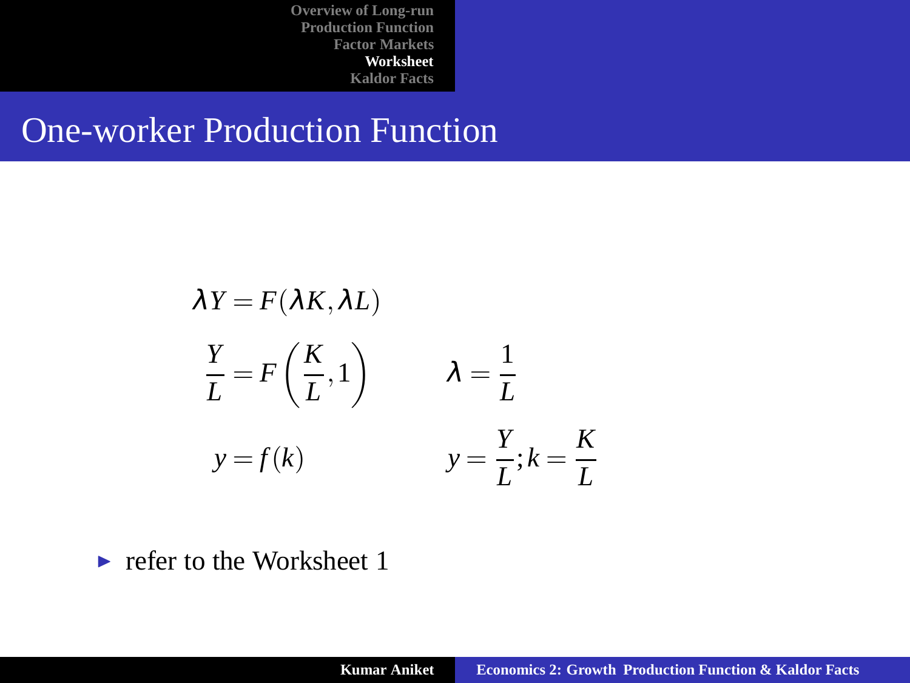## One-worker Production Function

$$\lambda Y = F(\lambda K, \lambda L)$$

$$\frac{Y}{L} = F\left(\frac{K}{L}, 1\right) \qquad \lambda = \frac{1}{L}$$

$$y = f(k) \qquad y = \frac{Y}{L}; k = \frac{K}{L}$$

- refer to the Worksheet 1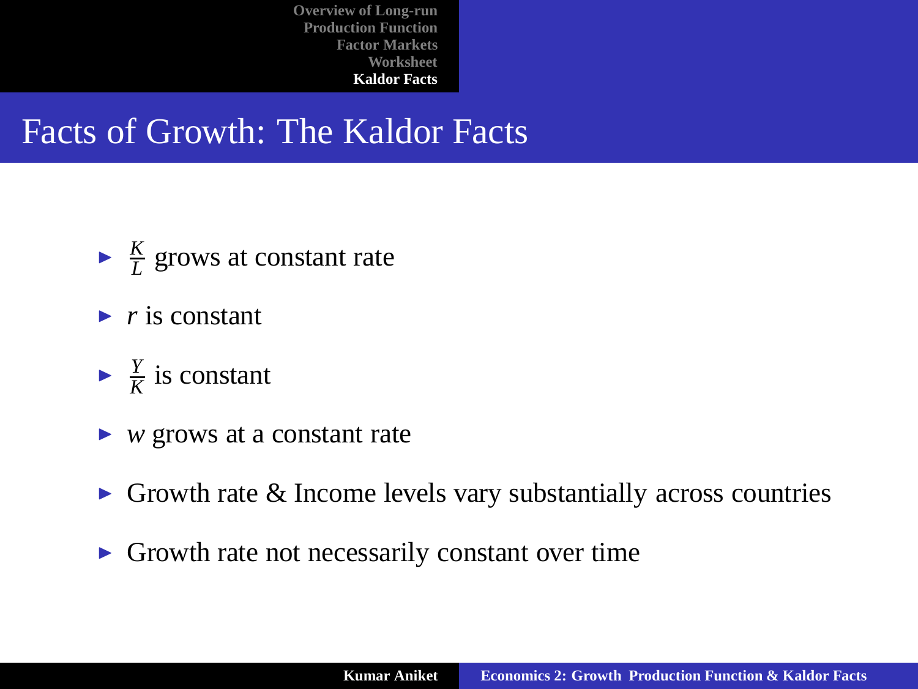# Facts of Growth: The Kaldor Facts

- $\frac{K}{L}$ grows at constant rate
- $r$ is constant
- $\frac{Y}{K}$ is constant
- $w$ grows at a constant rate
- Growth rate & Income levels vary substantially across countries
- Growth rate not necessarily constant over time